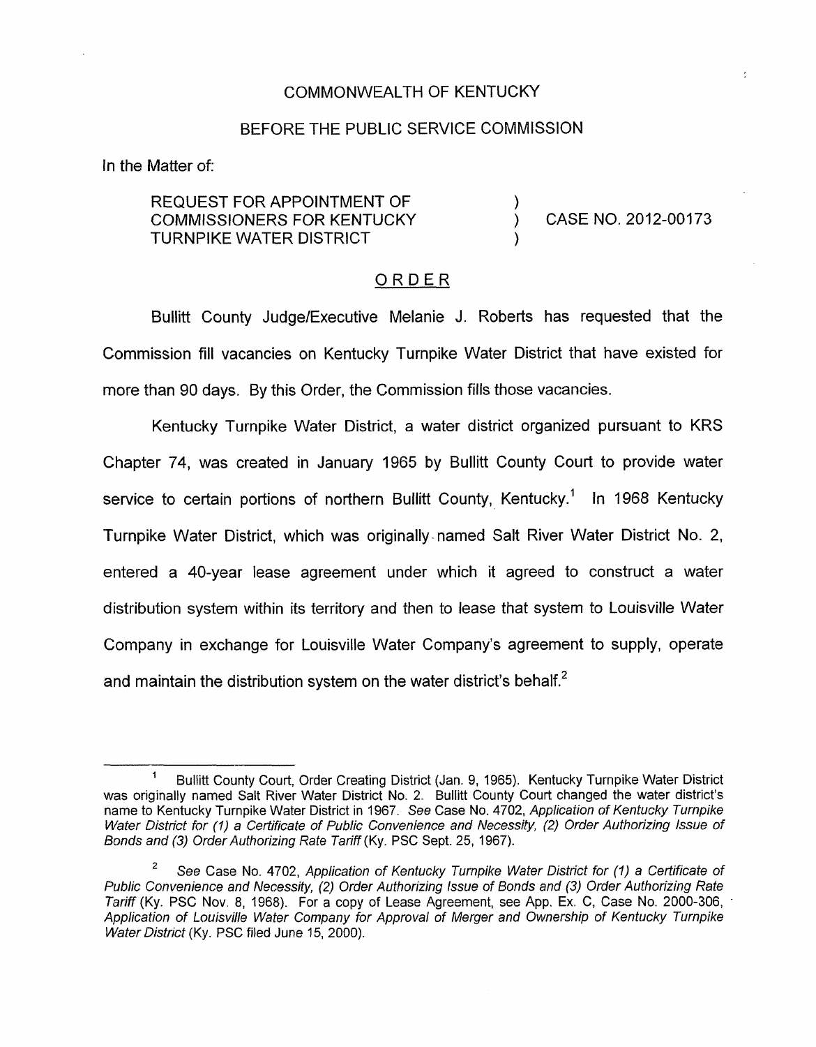COMMONWEALTH OF KENTUCKY

BEFORE THE PUBLIC SERVICE COMMISSION

In the Matter of:

| | | |
|---|---|---|
| REQUEST FOR APPOINTMENT OF COMMISSIONERS FOR KENTUCKY TURNPIKE WATER DISTRICT | ) ) ) | CASE NO. 2012-00173 |

## ORDER

Bullitt County Judge/Executive Melanie J. Roberts has requested that the Commission fill vacancies on Kentucky Turnpike Water District that have existed for more than 90 days. By this Order, the Commission fills those vacancies.

Kentucky Turnpike Water District, a water district organized pursuant to KRS Chapter 74, was created in January 1965 by Bullitt County Court to provide water service to certain portions of northern Bullitt County, Kentucky.[1] In 1968 Kentucky Turnpike Water District, which was originally named Salt River Water District No. 2, entered a 40-year lease agreement under which it agreed to construct a water distribution system within its territory and then to lease that system to Louisville Water Company in exchange for Louisville Water Company's agreement to supply, operate and maintain the distribution system on the water district's behalf.[2]

---

[1] Bullitt County Court, Order Creating District (Jan. 9, 1965). Kentucky Turnpike Water District was originally named Salt River Water District No. 2. Bullitt County Court changed the water district's name to Kentucky Turnpike Water District in 1967. *See* Case No. 4702, *Application of Kentucky Turnpike Water District for (1) a Certificate of Public Convenience and Necessity, (2) Order Authorizing Issue of Bonds and (3) Order Authorizing Rate Tariff* (Ky. PSC Sept. 25, 1967).

[2] *See* Case No. 4702, *Application of Kentucky Turnpike Water District for (1) a Certificate of Public Convenience and Necessity, (2) Order Authorizing Issue of Bonds and (3) Order Authorizing Rate Tariff* (Ky. PSC Nov. 8, 1968). For a copy of Lease Agreement, see App. Ex. C, Case No. 2000-306, *Application of Louisville Water Company for Approval of Merger and Ownership of Kentucky Turnpike Water District* (Ky. PSC filed June 15, 2000).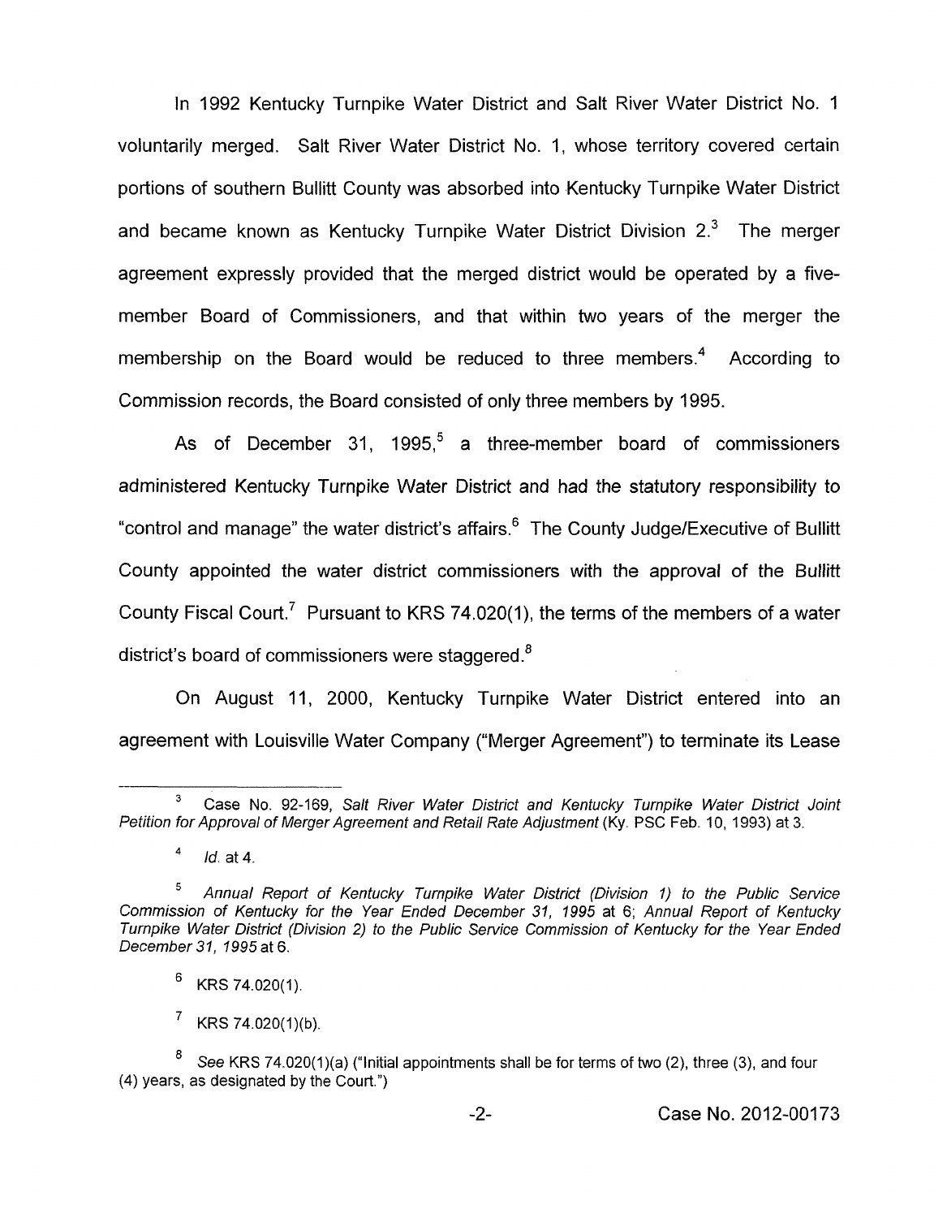In 1992 Kentucky Turnpike Water District and Salt River Water District No. 1 voluntarily merged. Salt River Water District No. 1, whose territory covered certain portions of southern Bullitt County was absorbed into Kentucky Turnpike Water District and became known as Kentucky Turnpike Water District Division 2.[3] The merger agreement expressly provided that the merged district would be operated by a five-member Board of Commissioners, and that within two years of the merger the membership on the Board would be reduced to three members.[4] According to Commission records, the Board consisted of only three members by 1995.

As of December 31, 1995,[5] a three-member board of commissioners administered Kentucky Turnpike Water District and had the statutory responsibility to "control and manage" the water district's affairs.[6] The County Judge/Executive of Bullitt County appointed the water district commissioners with the approval of the Bullitt County Fiscal Court.[7] Pursuant to KRS 74.020(1), the terms of the members of a water district's board of commissioners were staggered.[8]

On August 11, 2000, Kentucky Turnpike Water District entered into an agreement with Louisville Water Company ("Merger Agreement") to terminate its Lease

---

[3] Case No. 92-169, *Salt River Water District and Kentucky Turnpike Water District Joint Petition for Approval of Merger Agreement and Retail Rate Adjustment* (Ky. PSC Feb. 10, 1993) at 3.

[4] *Id.* at 4.

[5] *Annual Report of Kentucky Turnpike Water District (Division 1) to the Public Service Commission of Kentucky for the Year Ended December 31, 1995* at 6; *Annual Report of Kentucky Turnpike Water District (Division 2) to the Public Service Commission of Kentucky for the Year Ended December 31, 1995* at 6.

[6] KRS 74.020(1).

[7] KRS 74.020(1)(b).

[8] *See* KRS 74.020(1)(a) ("Initial appointments shall be for terms of two (2), three (3), and four (4) years, as designated by the Court.")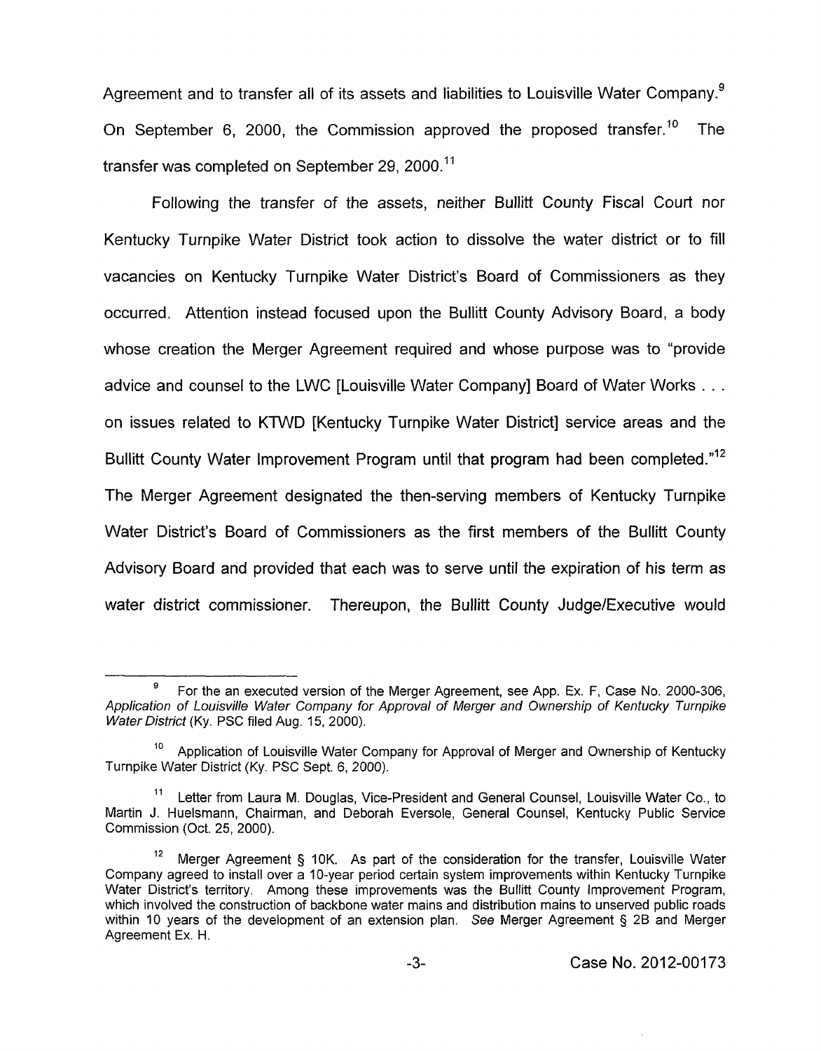Agreement and to transfer all of its assets and liabilities to Louisville Water Company.[9] On September 6, 2000, the Commission approved the proposed transfer.[10] The transfer was completed on September 29, 2000.[11]

Following the transfer of the assets, neither Bullitt County Fiscal Court nor Kentucky Turnpike Water District took action to dissolve the water district or to fill vacancies on Kentucky Turnpike Water District's Board of Commissioners as they occurred. Attention instead focused upon the Bullitt County Advisory Board, a body whose creation the Merger Agreement required and whose purpose was to "provide advice and counsel to the LWC [Louisville Water Company] Board of Water Works . . . on issues related to KTWD [Kentucky Turnpike Water District] service areas and the Bullitt County Water Improvement Program until that program had been completed."[12] The Merger Agreement designated the then-serving members of Kentucky Turnpike Water District's Board of Commissioners as the first members of the Bullitt County Advisory Board and provided that each was to serve until the expiration of his term as water district commissioner. Thereupon, the Bullitt County Judge/Executive would

---

[9] For the an executed version of the Merger Agreement, see App. Ex. F, Case No. 2000-306, *Application of Louisville Water Company for Approval of Merger and Ownership of Kentucky Turnpike Water District* (Ky. PSC filed Aug. 15, 2000).

[10] Application of Louisville Water Company for Approval of Merger and Ownership of Kentucky Turnpike Water District (Ky. PSC Sept. 6, 2000).

[11] Letter from Laura M. Douglas, Vice-President and General Counsel, Louisville Water Co., to Martin J. Huelsmann, Chairman, and Deborah Eversole, General Counsel, Kentucky Public Service Commission (Oct. 25, 2000).

[12] Merger Agreement § 10K. As part of the consideration for the transfer, Louisville Water Company agreed to install over a 10-year period certain system improvements within Kentucky Turnpike Water District's territory. Among these improvements was the Bullitt County Improvement Program, which involved the construction of backbone water mains and distribution mains to unserved public roads within 10 years of the development of an extension plan. *See* Merger Agreement § 2B and Merger Agreement Ex. H.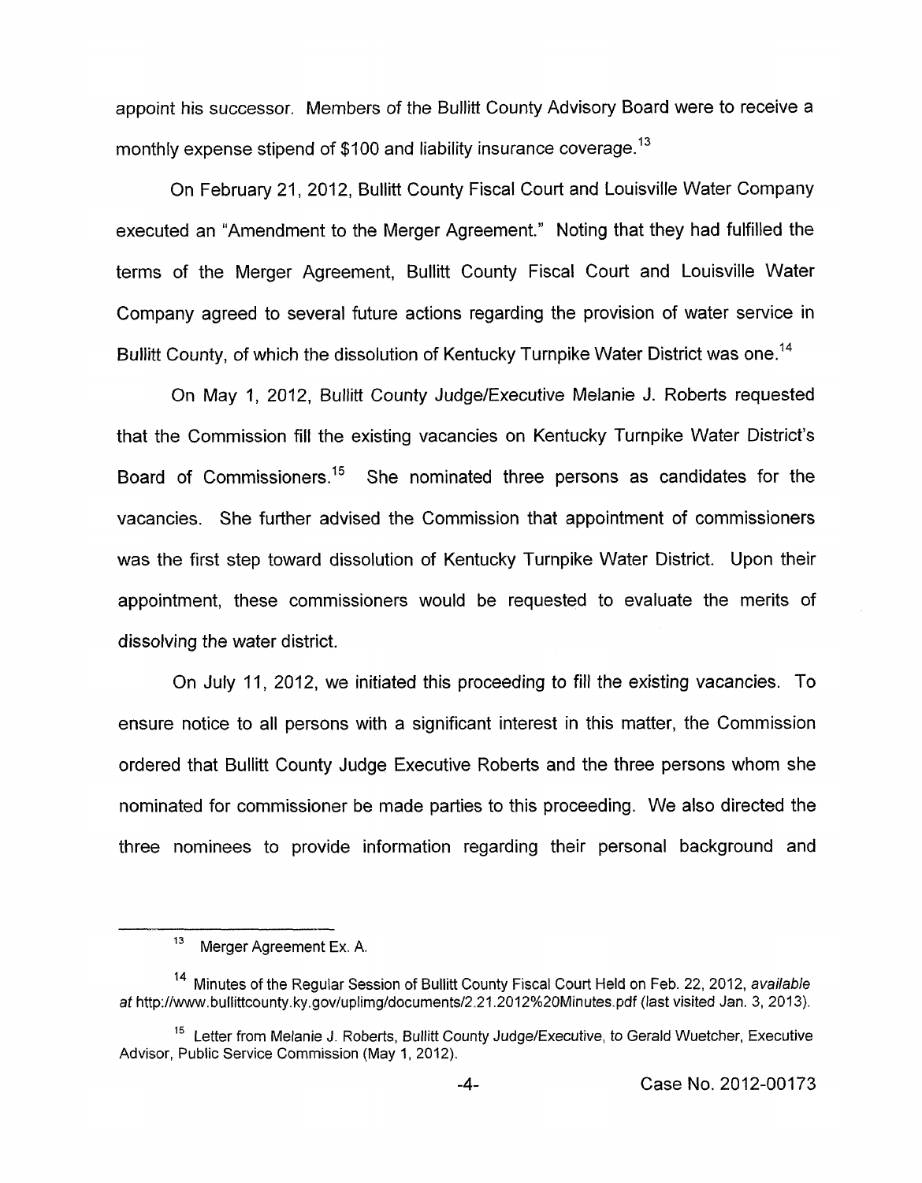appoint his successor. Members of the Bullitt County Advisory Board were to receive a monthly expense stipend of $100 and liability insurance coverage.[13]

On February 21, 2012, Bullitt County Fiscal Court and Louisville Water Company executed an "Amendment to the Merger Agreement." Noting that they had fulfilled the terms of the Merger Agreement, Bullitt County Fiscal Court and Louisville Water Company agreed to several future actions regarding the provision of water service in Bullitt County, of which the dissolution of Kentucky Turnpike Water District was one.[14]

On May 1, 2012, Bullitt County Judge/Executive Melanie J. Roberts requested that the Commission fill the existing vacancies on Kentucky Turnpike Water District's Board of Commissioners.[15] She nominated three persons as candidates for the vacancies. She further advised the Commission that appointment of commissioners was the first step toward dissolution of Kentucky Turnpike Water District. Upon their appointment, these commissioners would be requested to evaluate the merits of dissolving the water district.

On July 11, 2012, we initiated this proceeding to fill the existing vacancies. To ensure notice to all persons with a significant interest in this matter, the Commission ordered that Bullitt County Judge Executive Roberts and the three persons whom she nominated for commissioner be made parties to this proceeding. We also directed the three nominees to provide information regarding their personal background and

---

[13] Merger Agreement Ex. A.

[14] Minutes of the Regular Session of Bullitt County Fiscal Court Held on Feb. 22, 2012, *available at* http://www.bullittcounty.ky.gov/uplimg/documents/2.21.2012%20Minutes.pdf (last visited Jan. 3, 2013).

[15] Letter from Melanie J. Roberts, Bullitt County Judge/Executive, to Gerald Wuetcher, Executive Advisor, Public Service Commission (May 1, 2012).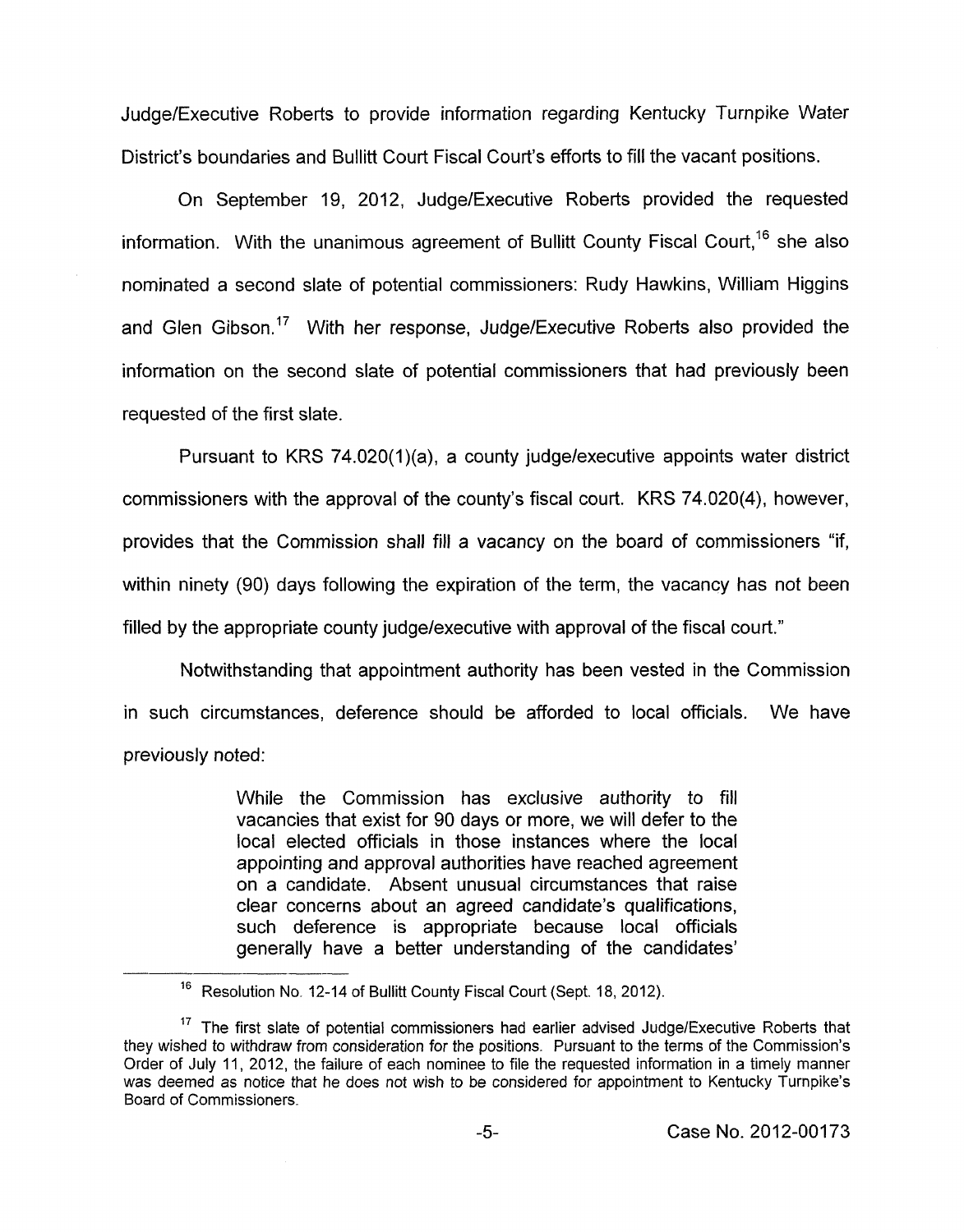Judge/Executive Roberts to provide information regarding Kentucky Turnpike Water District's boundaries and Bullitt Court Fiscal Court's efforts to fill the vacant positions.

On September 19, 2012, Judge/Executive Roberts provided the requested information. With the unanimous agreement of Bullitt County Fiscal Court,[16] she also nominated a second slate of potential commissioners: Rudy Hawkins, William Higgins and Glen Gibson.[17] With her response, Judge/Executive Roberts also provided the information on the second slate of potential commissioners that had previously been requested of the first slate.

Pursuant to KRS 74.020(1)(a), a county judge/executive appoints water district commissioners with the approval of the county's fiscal court. KRS 74.020(4), however, provides that the Commission shall fill a vacancy on the board of commissioners "if, within ninety (90) days following the expiration of the term, the vacancy has not been filled by the appropriate county judge/executive with approval of the fiscal court."

Notwithstanding that appointment authority has been vested in the Commission in such circumstances, deference should be afforded to local officials. We have previously noted:

> While the Commission has exclusive authority to fill vacancies that exist for 90 days or more, we will defer to the local elected officials in those instances where the local appointing and approval authorities have reached agreement on a candidate. Absent unusual circumstances that raise clear concerns about an agreed candidate's qualifications, such deference is appropriate because local officials generally have a better understanding of the candidates'

---

[16] Resolution No. 12-14 of Bullitt County Fiscal Court (Sept. 18, 2012).

[17] The first slate of potential commissioners had earlier advised Judge/Executive Roberts that they wished to withdraw from consideration for the positions. Pursuant to the terms of the Commission's Order of July 11, 2012, the failure of each nominee to file the requested information in a timely manner was deemed as notice that he does not wish to be considered for appointment to Kentucky Turnpike's Board of Commissioners.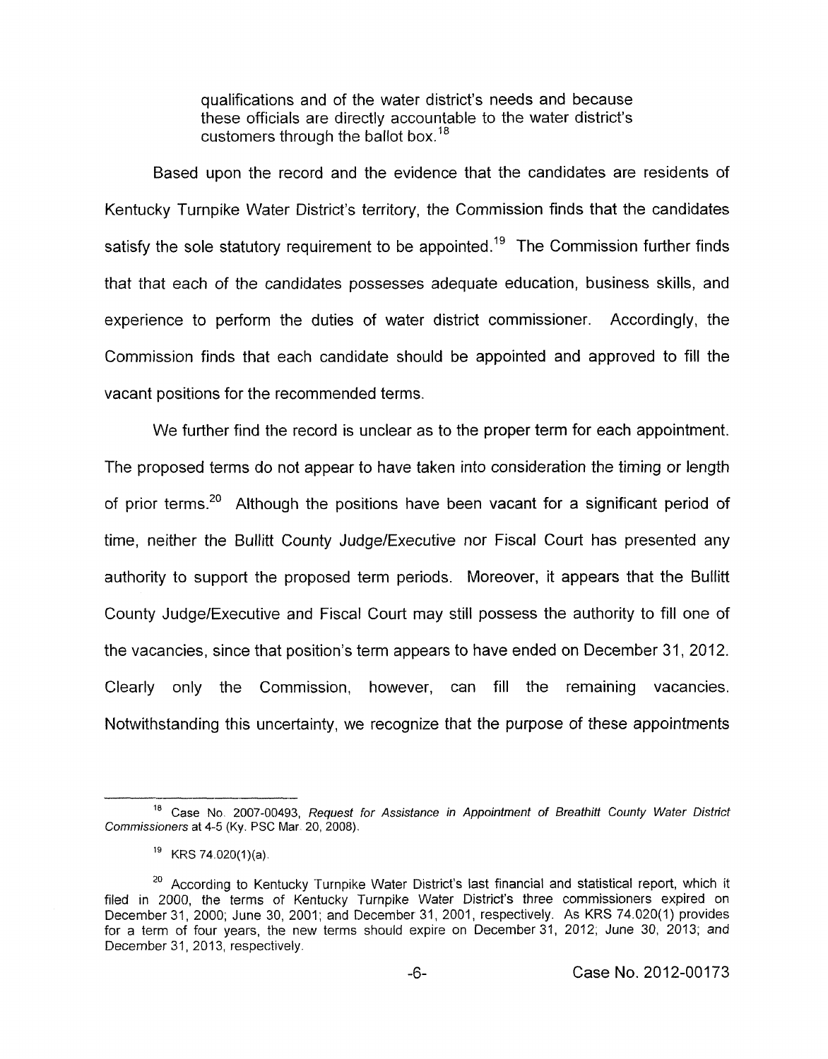> qualifications and of the water district's needs and because these officials are directly accountable to the water district's customers through the ballot box.[18]

Based upon the record and the evidence that the candidates are residents of Kentucky Turnpike Water District's territory, the Commission finds that the candidates satisfy the sole statutory requirement to be appointed.[19] The Commission further finds that that each of the candidates possesses adequate education, business skills, and experience to perform the duties of water district commissioner. Accordingly, the Commission finds that each candidate should be appointed and approved to fill the vacant positions for the recommended terms.

We further find the record is unclear as to the proper term for each appointment. The proposed terms do not appear to have taken into consideration the timing or length of prior terms.[20] Although the positions have been vacant for a significant period of time, neither the Bullitt County Judge/Executive nor Fiscal Court has presented any authority to support the proposed term periods. Moreover, it appears that the Bullitt County Judge/Executive and Fiscal Court may still possess the authority to fill one of the vacancies, since that position's term appears to have ended on December 31, 2012. Clearly only the Commission, however, can fill the remaining vacancies. Notwithstanding this uncertainty, we recognize that the purpose of these appointments

---

[18] Case No. 2007-00493, *Request for Assistance in Appointment of Breathitt County Water District Commissioners* at 4-5 (Ky. PSC Mar. 20, 2008).

[19] KRS 74.020(1)(a).

[20] According to Kentucky Turnpike Water District's last financial and statistical report, which it filed in 2000, the terms of Kentucky Turnpike Water District's three commissioners expired on December 31, 2000; June 30, 2001; and December 31, 2001, respectively. As KRS 74.020(1) provides for a term of four years, the new terms should expire on December 31, 2012; June 30, 2013; and December 31, 2013, respectively.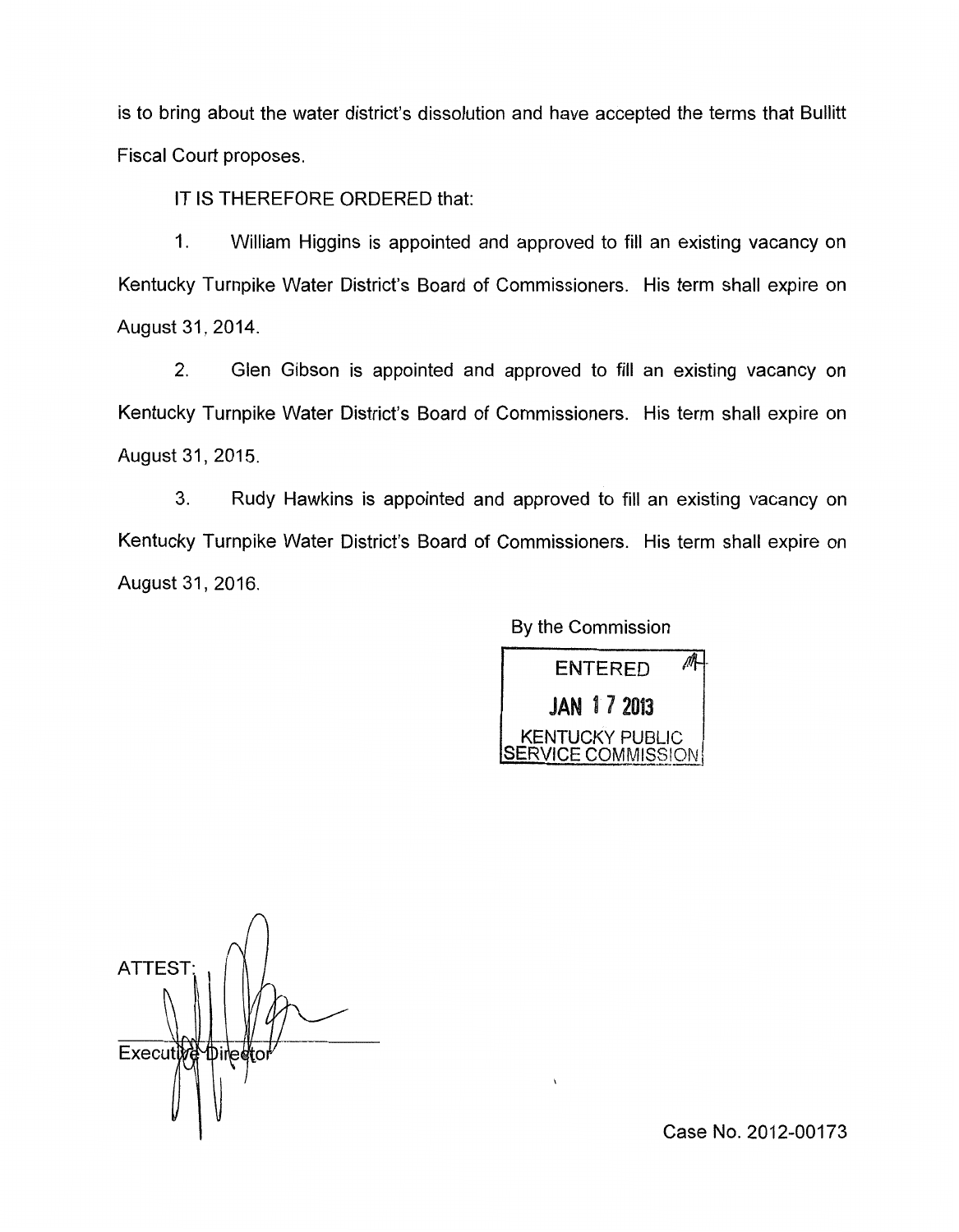is to bring about the water district's dissolution and have accepted the terms that Bullitt Fiscal Court proposes.

IT IS THEREFORE ORDERED that:

1. William Higgins is appointed and approved to fill an existing vacancy on Kentucky Turnpike Water District's Board of Commissioners. His term shall expire on August 31, 2014.

2. Glen Gibson is appointed and approved to fill an existing vacancy on Kentucky Turnpike Water District's Board of Commissioners. His term shall expire on August 31, 2015.

3. Rudy Hawkins is appointed and approved to fill an existing vacancy on Kentucky Turnpike Water District's Board of Commissioners. His term shall expire on August 31, 2016.

By the Commission

ENTERED
JAN 17 2013
KENTUCKY PUBLIC SERVICE COMMISSION

ATTEST:

Executive Director

Case No. 2012-00173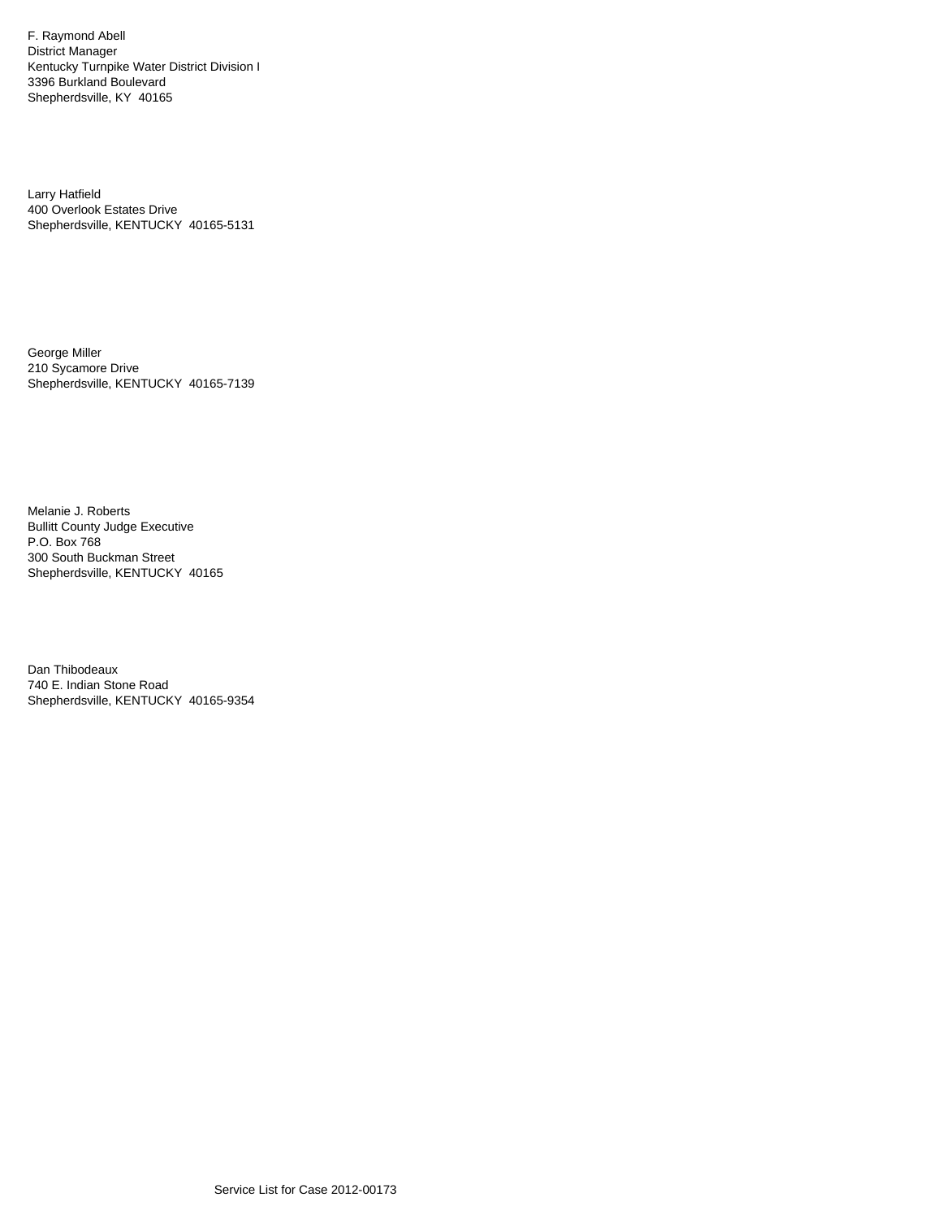F. Raymond Abell
District Manager
Kentucky Turnpike Water District Division I
3396 Burkland Boulevard
Shepherdsville, KY  40165

Larry Hatfield
400 Overlook Estates Drive
Shepherdsville, KENTUCKY  40165-5131

George Miller
210 Sycamore Drive
Shepherdsville, KENTUCKY  40165-7139

Melanie J. Roberts
Bullitt County Judge Executive
P.O. Box 768
300 South Buckman Street
Shepherdsville, KENTUCKY  40165

Dan Thibodeaux
740 E. Indian Stone Road
Shepherdsville, KENTUCKY  40165-9354

Service List for Case 2012-00173